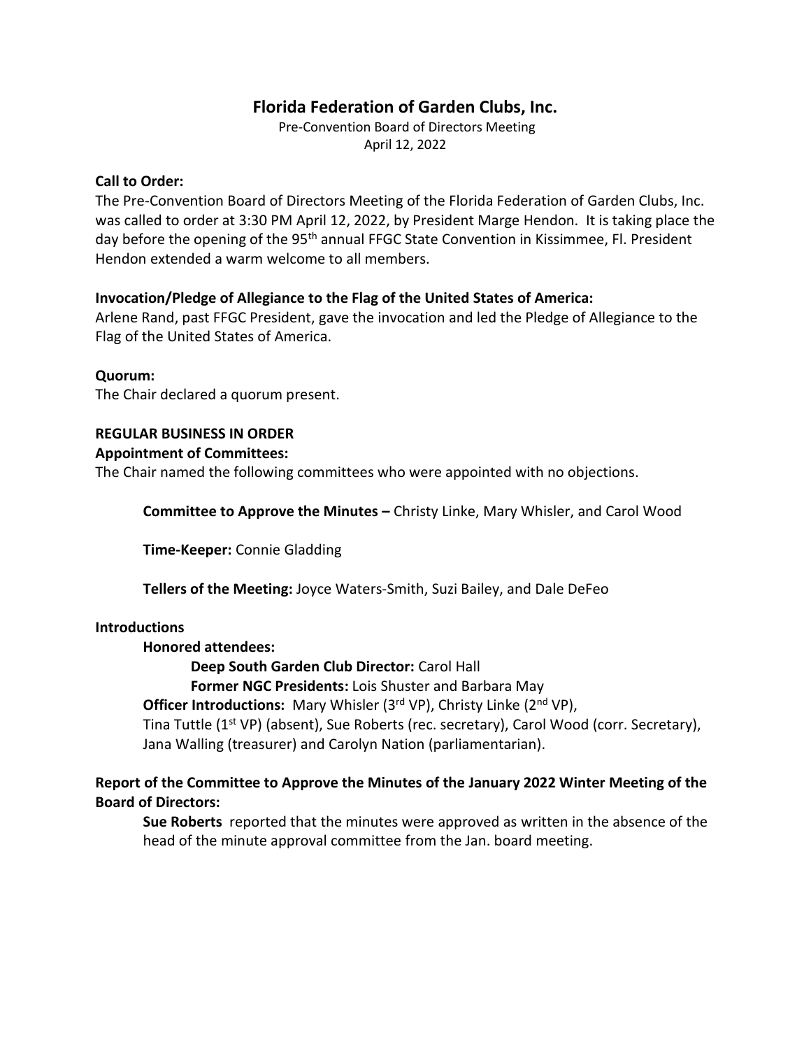# Florida Federation of Garden Clubs, Inc.

Pre-Convention Board of Directors Meeting
April 12, 2022

**Call to Order:**

The Pre-Convention Board of Directors Meeting of the Florida Federation of Garden Clubs, Inc. was called to order at 3:30 PM April 12, 2022, by President Marge Hendon. It is taking place the day before the opening of the 95th annual FFGC State Convention in Kissimmee, Fl. President Hendon extended a warm welcome to all members.

**Invocation/Pledge of Allegiance to the Flag of the United States of America:**

Arlene Rand, past FFGC President, gave the invocation and led the Pledge of Allegiance to the Flag of the United States of America.

**Quorum:**

The Chair declared a quorum present.

**REGULAR BUSINESS IN ORDER**

**Appointment of Committees:**

The Chair named the following committees who were appointed with no objections.

> **Committee to Approve the Minutes –** Christy Linke, Mary Whisler, and Carol Wood
>
> **Time-Keeper:** Connie Gladding
>
> **Tellers of the Meeting:** Joyce Waters-Smith, Suzi Bailey, and Dale DeFeo

**Introductions**

> **Honored attendees:**
>
> > **Deep South Garden Club Director:** Carol Hall
> >
> > **Former NGC Presidents:** Lois Shuster and Barbara May
>
> **Officer Introductions:** Mary Whisler (3rd VP), Christy Linke (2nd VP), Tina Tuttle (1st VP) (absent), Sue Roberts (rec. secretary), Carol Wood (corr. Secretary), Jana Walling (treasurer) and Carolyn Nation (parliamentarian).

**Report of the Committee to Approve the Minutes of the January 2022 Winter Meeting of the Board of Directors:**

> **Sue Roberts** reported that the minutes were approved as written in the absence of the head of the minute approval committee from the Jan. board meeting.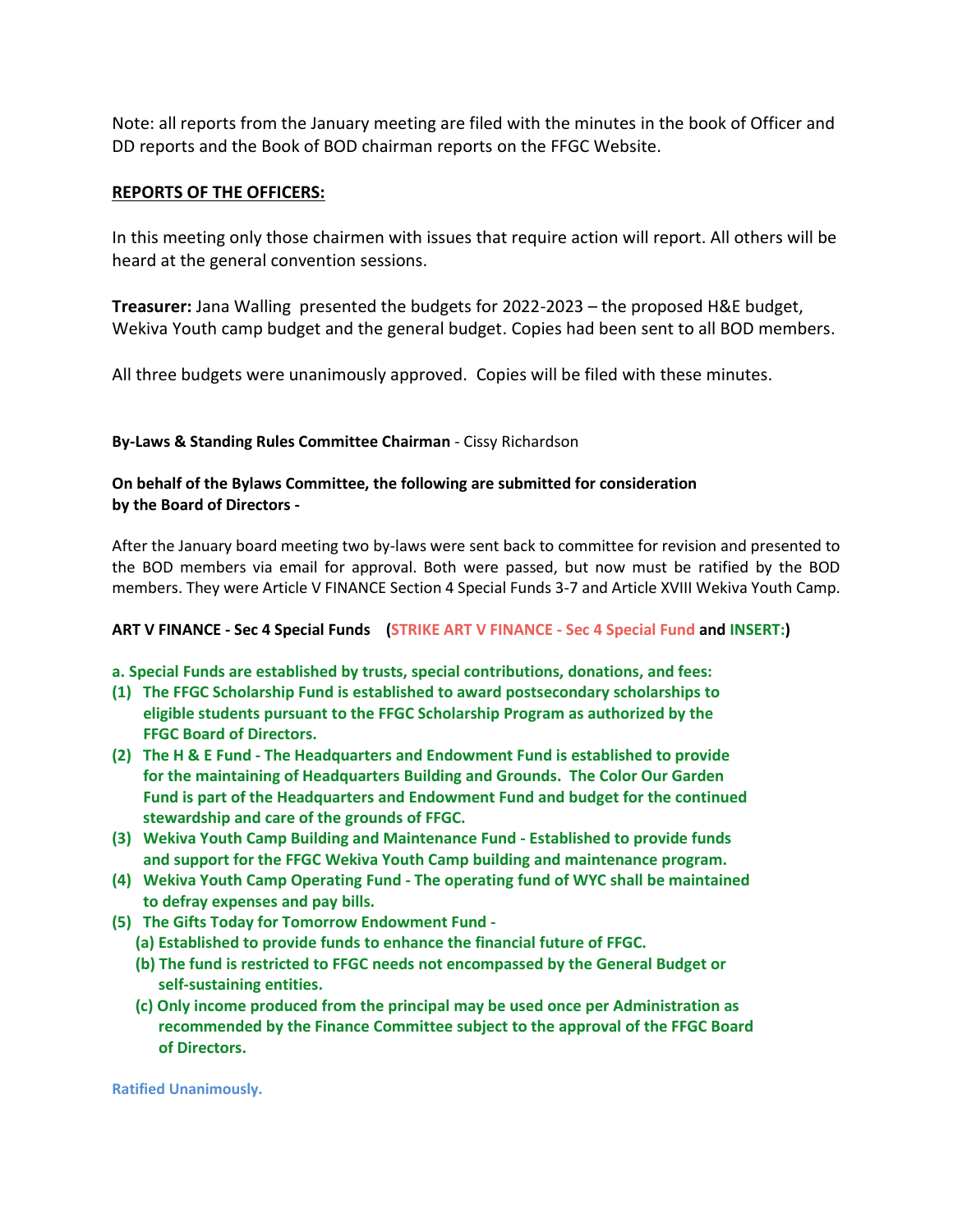Note: all reports from the January meeting are filed with the minutes in the book of Officer and DD reports and the Book of BOD chairman reports on the FFGC Website.

**REPORTS OF THE OFFICERS:**

In this meeting only those chairmen with issues that require action will report. All others will be heard at the general convention sessions.

**Treasurer:** Jana Walling presented the budgets for 2022-2023 – the proposed H&E budget, Wekiva Youth camp budget and the general budget. Copies had been sent to all BOD members.

All three budgets were unanimously approved. Copies will be filed with these minutes.

**By-Laws & Standing Rules Committee Chairman** - Cissy Richardson

**On behalf of the Bylaws Committee, the following are submitted for consideration by the Board of Directors -**

After the January board meeting two by-laws were sent back to committee for revision and presented to the BOD members via email for approval. Both were passed, but now must be ratified by the BOD members. They were Article V FINANCE Section 4 Special Funds 3-7 and Article XVIII Wekiva Youth Camp.

**ART V FINANCE - Sec 4 Special Funds (STRIKE ART V FINANCE - Sec 4 Special Fund and INSERT:)**

**a. Special Funds are established by trusts, special contributions, donations, and fees:**

**(1) The FFGC Scholarship Fund is established to award postsecondary scholarships to eligible students pursuant to the FFGC Scholarship Program as authorized by the FFGC Board of Directors.**

**(2) The H & E Fund - The Headquarters and Endowment Fund is established to provide for the maintaining of Headquarters Building and Grounds. The Color Our Garden Fund is part of the Headquarters and Endowment Fund and budget for the continued stewardship and care of the grounds of FFGC.**

**(3) Wekiva Youth Camp Building and Maintenance Fund - Established to provide funds and support for the FFGC Wekiva Youth Camp building and maintenance program.**

**(4) Wekiva Youth Camp Operating Fund - The operating fund of WYC shall be maintained to defray expenses and pay bills.**

**(5) The Gifts Today for Tomorrow Endowment Fund -**

**(a) Established to provide funds to enhance the financial future of FFGC.**

**(b) The fund is restricted to FFGC needs not encompassed by the General Budget or self-sustaining entities.**

**(c) Only income produced from the principal may be used once per Administration as recommended by the Finance Committee subject to the approval of the FFGC Board of Directors.**

**Ratified Unanimously.**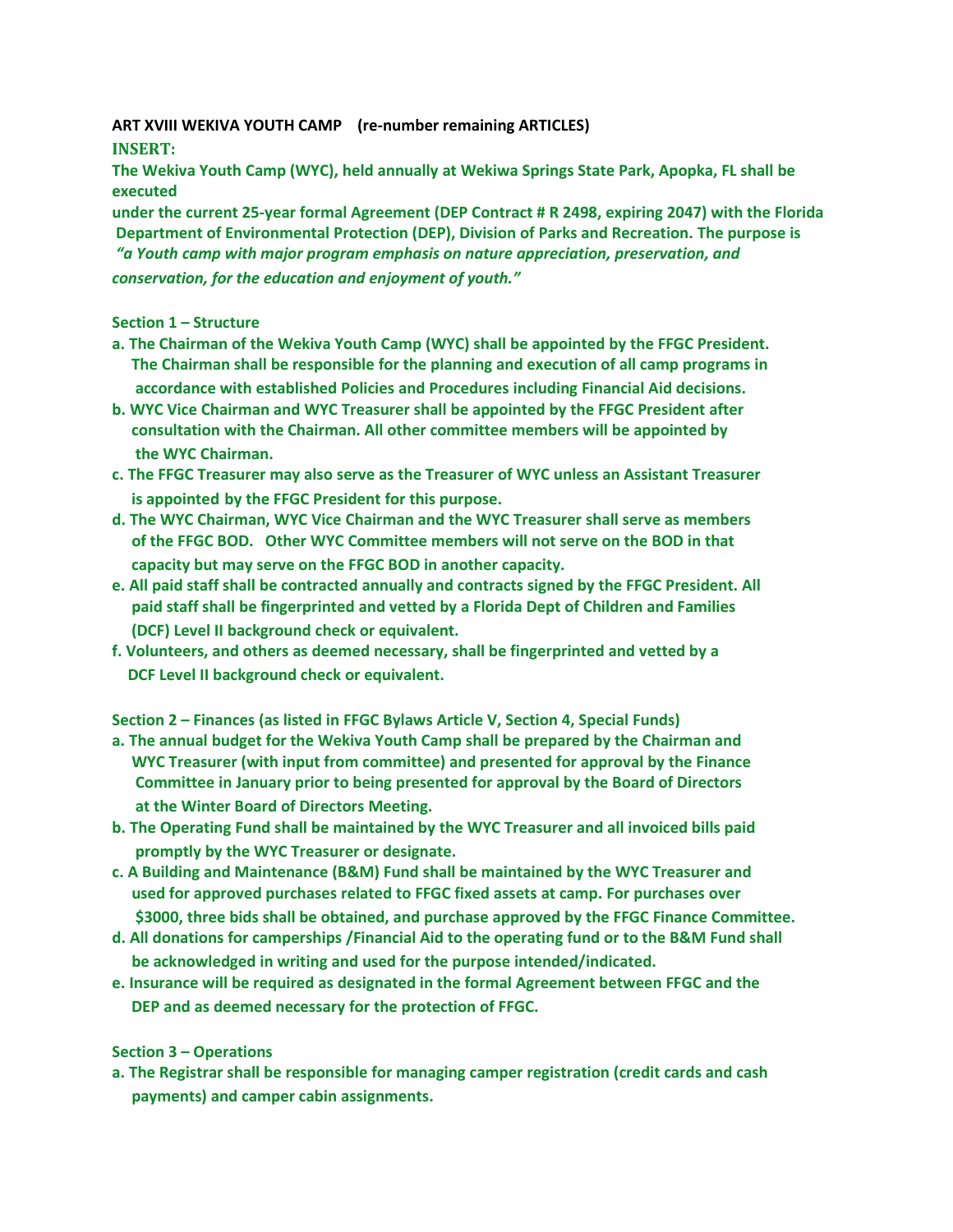**ART XVIII WEKIVA YOUTH CAMP (re-number remaining ARTICLES)**

**INSERT:**

**The Wekiva Youth Camp (WYC), held annually at Wekiwa Springs State Park, Apopka, FL shall be executed under the current 25-year formal Agreement (DEP Contract # R 2498, expiring 2047) with the Florida Department of Environmental Protection (DEP), Division of Parks and Recreation. The purpose is *"a Youth camp with major program emphasis on nature appreciation, preservation, and conservation, for the education and enjoyment of youth."***

**Section 1 – Structure**

**a. The Chairman of the Wekiva Youth Camp (WYC) shall be appointed by the FFGC President. The Chairman shall be responsible for the planning and execution of all camp programs in accordance with established Policies and Procedures including Financial Aid decisions.**

**b. WYC Vice Chairman and WYC Treasurer shall be appointed by the FFGC President after consultation with the Chairman. All other committee members will be appointed by the WYC Chairman.**

**c. The FFGC Treasurer may also serve as the Treasurer of WYC unless an Assistant Treasurer is appointed by the FFGC President for this purpose.**

**d. The WYC Chairman, WYC Vice Chairman and the WYC Treasurer shall serve as members of the FFGC BOD. Other WYC Committee members will not serve on the BOD in that capacity but may serve on the FFGC BOD in another capacity.**

**e. All paid staff shall be contracted annually and contracts signed by the FFGC President. All paid staff shall be fingerprinted and vetted by a Florida Dept of Children and Families (DCF) Level II background check or equivalent.**

**f. Volunteers, and others as deemed necessary, shall be fingerprinted and vetted by a DCF Level II background check or equivalent.**

**Section 2 – Finances (as listed in FFGC Bylaws Article V, Section 4, Special Funds)**

**a. The annual budget for the Wekiva Youth Camp shall be prepared by the Chairman and WYC Treasurer (with input from committee) and presented for approval by the Finance Committee in January prior to being presented for approval by the Board of Directors at the Winter Board of Directors Meeting.**

**b. The Operating Fund shall be maintained by the WYC Treasurer and all invoiced bills paid promptly by the WYC Treasurer or designate.**

**c. A Building and Maintenance (B&M) Fund shall be maintained by the WYC Treasurer and used for approved purchases related to FFGC fixed assets at camp. For purchases over $3000, three bids shall be obtained, and purchase approved by the FFGC Finance Committee.**

**d. All donations for camperships /Financial Aid to the operating fund or to the B&M Fund shall be acknowledged in writing and used for the purpose intended/indicated.**

**e. Insurance will be required as designated in the formal Agreement between FFGC and the DEP and as deemed necessary for the protection of FFGC.**

**Section 3 – Operations**

**a. The Registrar shall be responsible for managing camper registration (credit cards and cash payments) and camper cabin assignments.**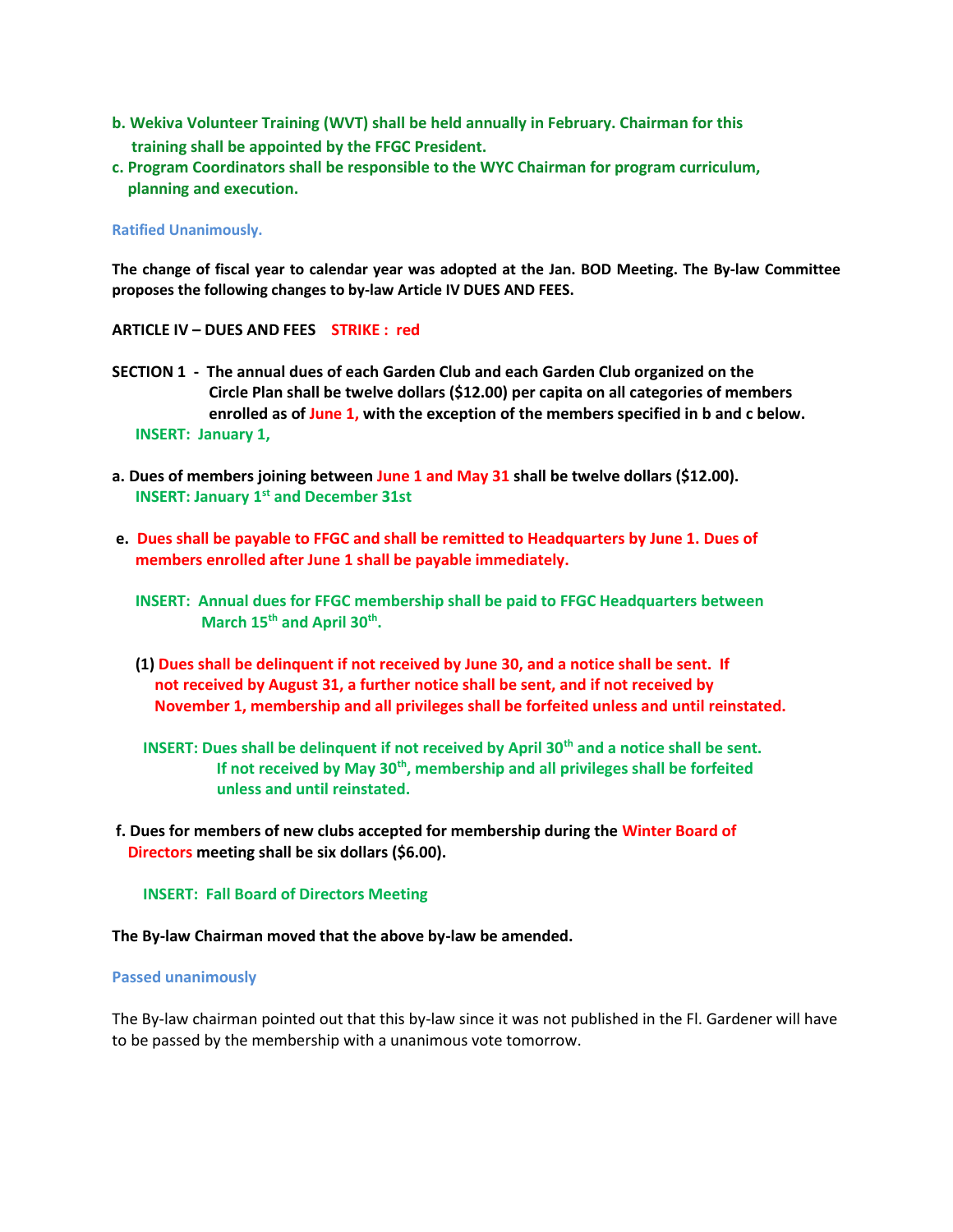**b. Wekiva Volunteer Training (WVT) shall be held annually in February. Chairman for this training shall be appointed by the FFGC President.**

**c. Program Coordinators shall be responsible to the WYC Chairman for program curriculum, planning and execution.**

**Ratified Unanimously.**

**The change of fiscal year to calendar year was adopted at the Jan. BOD Meeting. The By-law Committee proposes the following changes to by-law Article IV DUES AND FEES.**

**ARTICLE IV – DUES AND FEES    STRIKE :  red**

**SECTION 1  -  The annual dues of each Garden Club and each Garden Club organized on the Circle Plan shall be twelve dollars ($12.00) per capita on all categories of members enrolled as of June 1, with the exception of the members specified in b and c below.**

**INSERT:  January 1,**

**a. Dues of members joining between June 1 and May 31 shall be twelve dollars ($12.00).**

**INSERT: January 1st and December 31st**

**e.  Dues shall be payable to FFGC and shall be remitted to Headquarters by June 1. Dues of members enrolled after June 1 shall be payable immediately.**

**INSERT:  Annual dues for FFGC membership shall be paid to FFGC Headquarters between March 15th and April 30th.**

**(1) Dues shall be delinquent if not received by June 30, and a notice shall be sent.  If not received by August 31, a further notice shall be sent, and if not received by November 1, membership and all privileges shall be forfeited unless and until reinstated.**

**INSERT: Dues shall be delinquent if not received by April 30th and a notice shall be sent. If not received by May 30th, membership and all privileges shall be forfeited unless and until reinstated.**

**f. Dues for members of new clubs accepted for membership during the Winter Board of Directors meeting shall be six dollars ($6.00).**

**INSERT:  Fall Board of Directors Meeting**

**The By-law Chairman moved that the above by-law be amended.**

**Passed unanimously**

The By-law chairman pointed out that this by-law since it was not published in the Fl. Gardener will have to be passed by the membership with a unanimous vote tomorrow.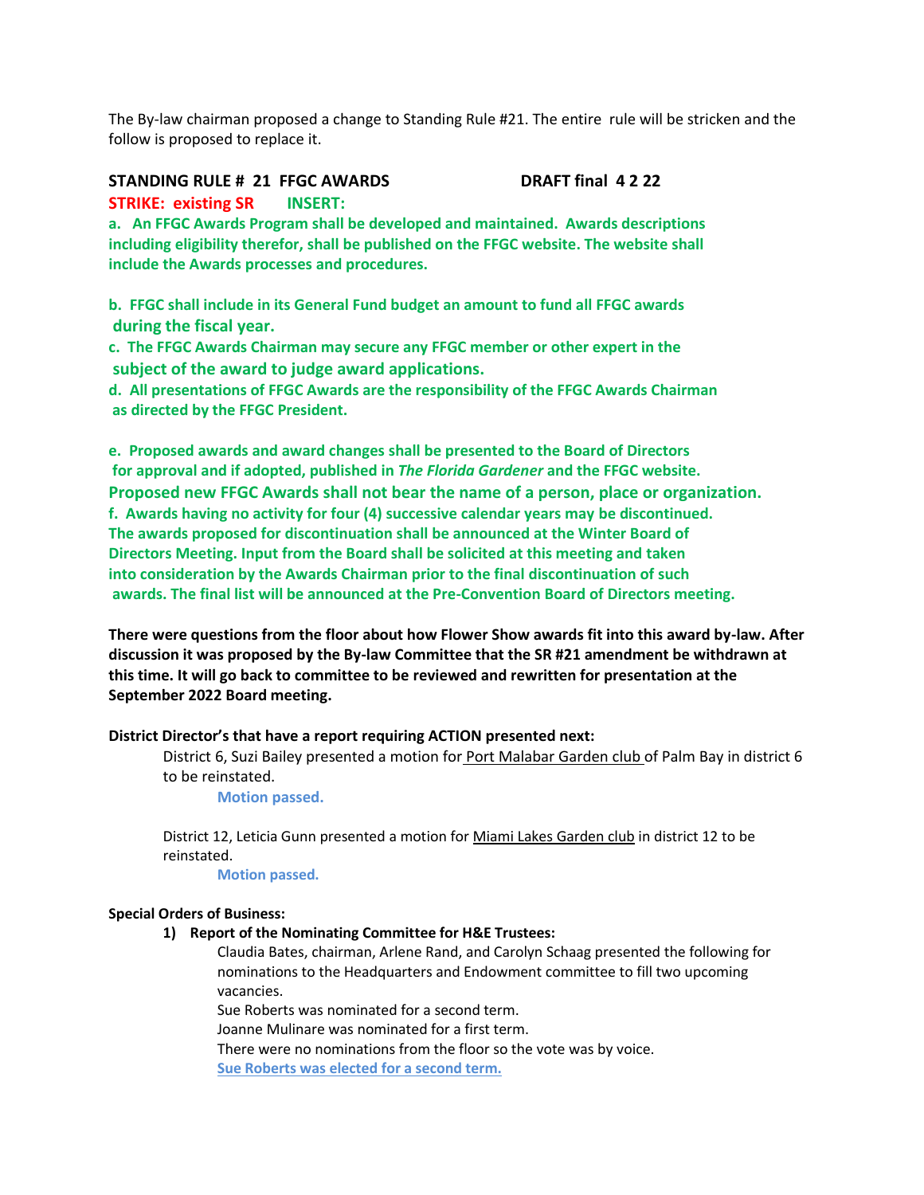The By-law chairman proposed a change to Standing Rule #21. The entire rule will be stricken and the follow is proposed to replace it.

**STANDING RULE # 21 FFGC AWARDS DRAFT final 4 2 22**

**STRIKE: existing SR INSERT:**

**a. An FFGC Awards Program shall be developed and maintained. Awards descriptions including eligibility therefor, shall be published on the FFGC website. The website shall include the Awards processes and procedures.**

**b. FFGC shall include in its General Fund budget an amount to fund all FFGC awards during the fiscal year.**

**c. The FFGC Awards Chairman may secure any FFGC member or other expert in the subject of the award to judge award applications.**

**d. All presentations of FFGC Awards are the responsibility of the FFGC Awards Chairman as directed by the FFGC President.**

**e. Proposed awards and award changes shall be presented to the Board of Directors for approval and if adopted, published in *The Florida Gardener* and the FFGC website. Proposed new FFGC Awards shall not bear the name of a person, place or organization.**

**f. Awards having no activity for four (4) successive calendar years may be discontinued. The awards proposed for discontinuation shall be announced at the Winter Board of Directors Meeting. Input from the Board shall be solicited at this meeting and taken into consideration by the Awards Chairman prior to the final discontinuation of such awards. The final list will be announced at the Pre-Convention Board of Directors meeting.**

**There were questions from the floor about how Flower Show awards fit into this award by-law. After discussion it was proposed by the By-law Committee that the SR #21 amendment be withdrawn at this time. It will go back to committee to be reviewed and rewritten for presentation at the September 2022 Board meeting.**

**District Director's that have a report requiring ACTION presented next:**

District 6, Suzi Bailey presented a motion for Port Malabar Garden club of Palm Bay in district 6 to be reinstated.

**Motion passed.**

District 12, Leticia Gunn presented a motion for Miami Lakes Garden club in district 12 to be reinstated.

**Motion passed.**

**Special Orders of Business:**

1) **Report of the Nominating Committee for H&E Trustees:**

Claudia Bates, chairman, Arlene Rand, and Carolyn Schaag presented the following for nominations to the Headquarters and Endowment committee to fill two upcoming vacancies.

Sue Roberts was nominated for a second term.

Joanne Mulinare was nominated for a first term.

There were no nominations from the floor so the vote was by voice.

**Sue Roberts was elected for a second term.**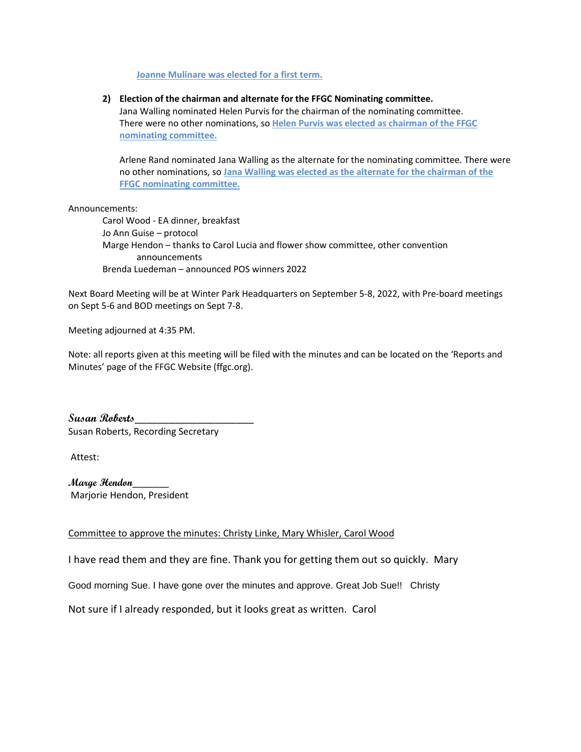**Joanne Mulinare was elected for a first term.**

2) **Election of the chairman and alternate for the FFGC Nominating committee.**
   Jana Walling nominated Helen Purvis for the chairman of the nominating committee. There were no other nominations, so **Helen Purvis was elected as chairman of the FFGC nominating committee.**

   Arlene Rand nominated Jana Walling as the alternate for the nominating committee. There were no other nominations, so **Jana Walling was elected as the alternate for the chairman of the FFGC nominating committee.**

Announcements:

- Carol Wood - EA dinner, breakfast
- Jo Ann Guise – protocol
- Marge Hendon – thanks to Carol Lucia and flower show committee, other convention announcements
- Brenda Luedeman – announced POS winners 2022

Next Board Meeting will be at Winter Park Headquarters on September 5-8, 2022, with Pre-board meetings on Sept 5-6 and BOD meetings on Sept 7-8.

Meeting adjourned at 4:35 PM.

Note: all reports given at this meeting will be filed with the minutes and can be located on the 'Reports and Minutes' page of the FFGC Website (ffgc.org).

*Susan Roberts*______________________
Susan Roberts, Recording Secretary

Attest:

*Marge Hendon*_______
Marjorie Hendon, President

Committee to approve the minutes: Christy Linke, Mary Whisler, Carol Wood

I have read them and they are fine. Thank you for getting them out so quickly. Mary

Good morning Sue. I have gone over the minutes and approve. Great Job Sue!! Christy

Not sure if I already responded, but it looks great as written. Carol